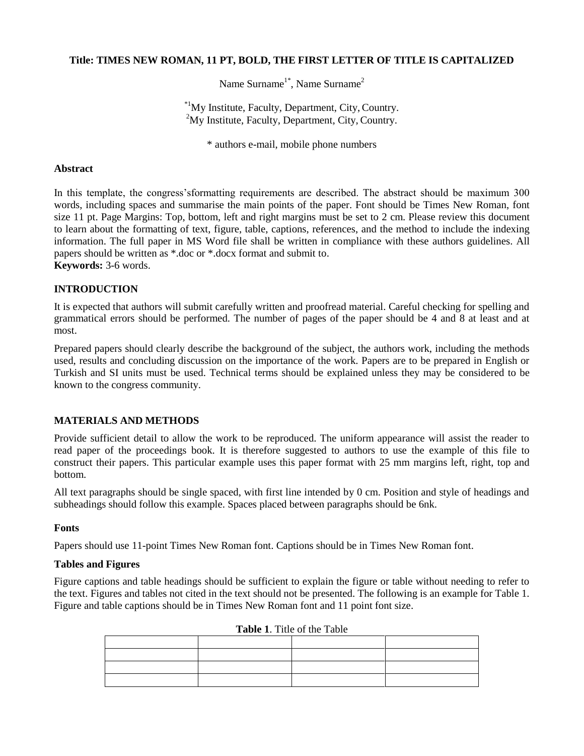**Title: TIMES NEW ROMAN, 11 PT, BOLD, THE FIRST LETTER OF TITLE IS CAPITALIZED**

Name Surname[1*], Name Surname[2]

[*1]My Institute, Faculty, Department, City, Country.
[2]My Institute, Faculty, Department, City, Country.

* authors e-mail, mobile phone numbers

**Abstract**

In this template, the congress'sformatting requirements are described. The abstract should be maximum 300 words, including spaces and summarise the main points of the paper. Font should be Times New Roman, font size 11 pt. Page Margins: Top, bottom, left and right margins must be set to 2 cm. Please review this document to learn about the formatting of text, figure, table, captions, references, and the method to include the indexing information. The full paper in MS Word file shall be written in compliance with these authors guidelines. All papers should be written as *.doc or *.docx format and submit to.
**Keywords:** 3-6 words.

## INTRODUCTION

It is expected that authors will submit carefully written and proofread material. Careful checking for spelling and grammatical errors should be performed. The number of pages of the paper should be 4 and 8 at least and at most.

Prepared papers should clearly describe the background of the subject, the authors work, including the methods used, results and concluding discussion on the importance of the work. Papers are to be prepared in English or Turkish and SI units must be used. Technical terms should be explained unless they may be considered to be known to the congress community.

## MATERIALS AND METHODS

Provide sufficient detail to allow the work to be reproduced. The uniform appearance will assist the reader to read paper of the proceedings book. It is therefore suggested to authors to use the example of this file to construct their papers. This particular example uses this paper format with 25 mm margins left, right, top and bottom.

All text paragraphs should be single spaced, with first line intended by 0 cm. Position and style of headings and subheadings should follow this example. Spaces placed between paragraphs should be 6nk.

### Fonts

Papers should use 11-point Times New Roman font. Captions should be in Times New Roman font.

### Tables and Figures

Figure captions and table headings should be sufficient to explain the figure or table without needing to refer to the text. Figures and tables not cited in the text should not be presented. The following is an example for Table 1. Figure and table captions should be in Times New Roman font and 11 point font size.

**Table 1**. Title of the Table

| | | | |
|---|---|---|---|
| | | | |
| | | | |
| | | | |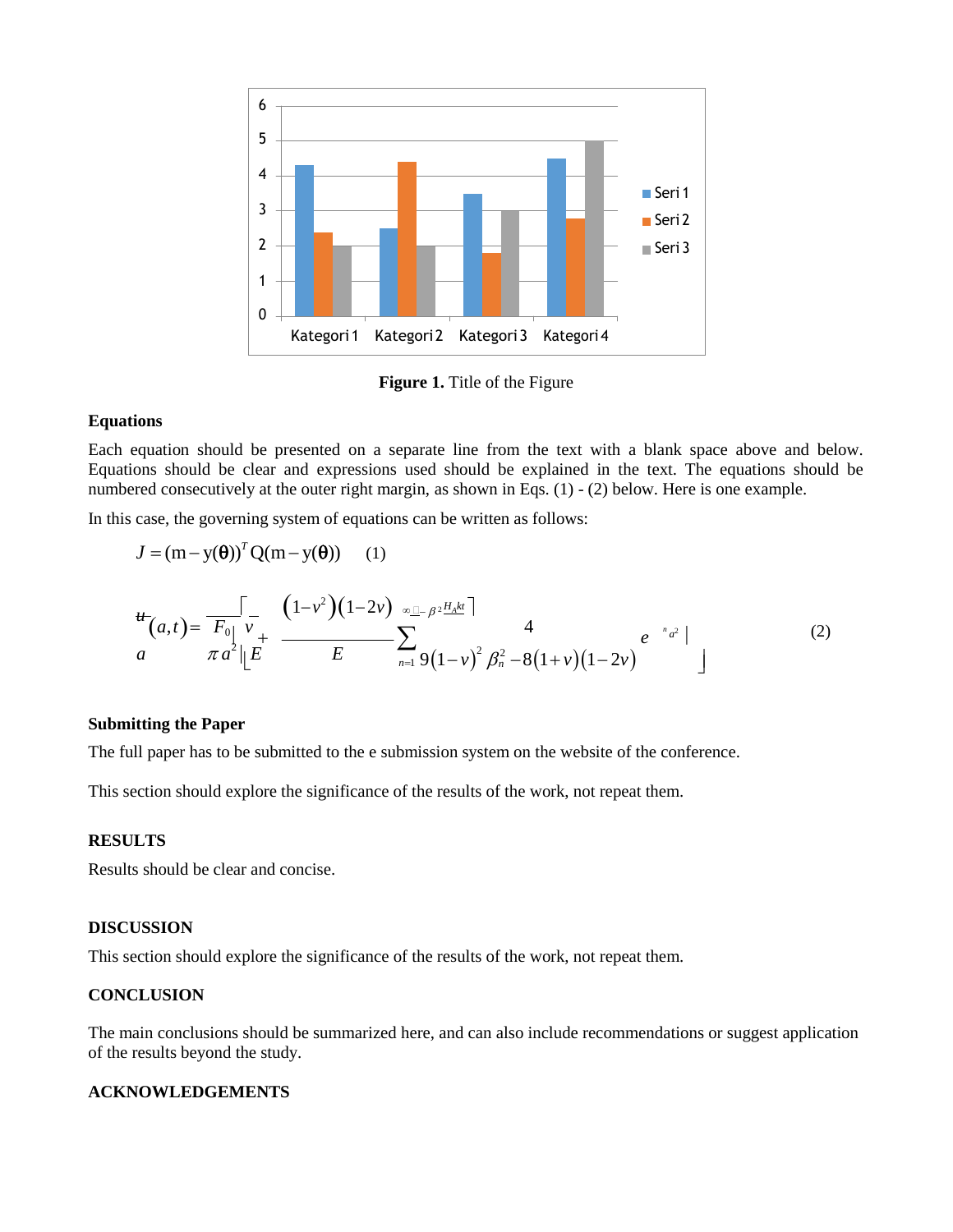**Figure 1.** Title of the Figure

### Equations

Each equation should be presented on a separate line from the text with a blank space above and below. Equations should be clear and expressions used should be explained in the text. The equations should be numbered consecutively at the outer right margin, as shown in Eqs. (1) - (2) below. Here is one example.

In this case, the governing system of equations can be written as follows:

$$J = (\mathrm{m} - \mathrm{y}(\boldsymbol{\theta}))^T \mathrm{Q}(\mathrm{m} - \mathrm{y}(\boldsymbol{\theta})) \qquad (1)$$

$$\frac{u}{a}(a,t) = \frac{F_0}{\pi a^2}\left[\frac{v}{E} + \frac{(1-v^2)(1-2v)}{E}\sum_{n=1}^{\infty} \frac{4}{9(1-v)^2 \beta_n^2 - 8(1+v)(1-2v)} e^{-\beta_n^2 \frac{H_A k t}{a^2}}\right] \qquad (2)$$

### Submitting the Paper

The full paper has to be submitted to the e submission system on the website of the conference.

This section should explore the significance of the results of the work, not repeat them.

## RESULTS

Results should be clear and concise.

## DISCUSSION

This section should explore the significance of the results of the work, not repeat them.

## CONCLUSION

The main conclusions should be summarized here, and can also include recommendations or suggest application of the results beyond the study.

## ACKNOWLEDGEMENTS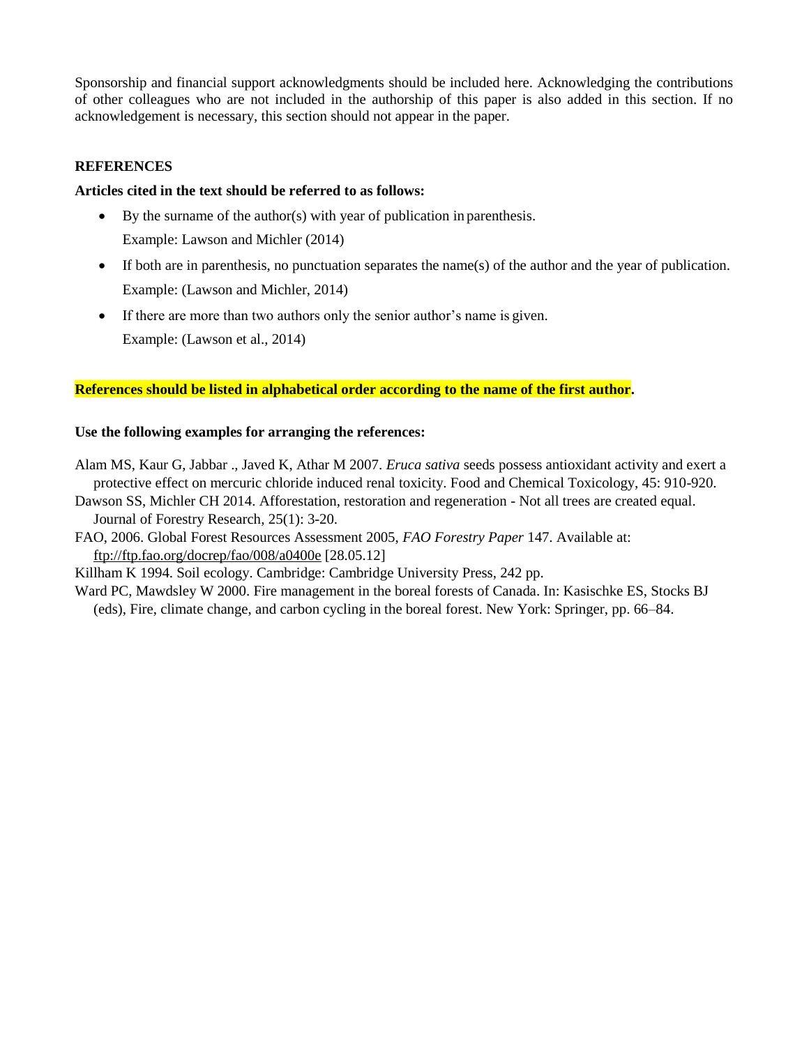Sponsorship and financial support acknowledgments should be included here. Acknowledging the contributions of other colleagues who are not included in the authorship of this paper is also added in this section. If no acknowledgement is necessary, this section should not appear in the paper.

## REFERENCES

**Articles cited in the text should be referred to as follows:**

- By the surname of the author(s) with year of publication in parenthesis.
  Example: Lawson and Michler (2014)
- If both are in parenthesis, no punctuation separates the name(s) of the author and the year of publication.
  Example: (Lawson and Michler, 2014)
- If there are more than two authors only the senior author's name is given.
  Example: (Lawson et al., 2014)

**References should be listed in alphabetical order according to the name of the first author.**

**Use the following examples for arranging the references:**

Alam MS, Kaur G, Jabbar ., Javed K, Athar M 2007. *Eruca sativa* seeds possess antioxidant activity and exert a protective effect on mercuric chloride induced renal toxicity. Food and Chemical Toxicology, 45: 910-920.

Dawson SS, Michler CH 2014. Afforestation, restoration and regeneration - Not all trees are created equal. Journal of Forestry Research, 25(1): 3-20.

FAO, 2006. Global Forest Resources Assessment 2005, *FAO Forestry Paper* 147. Available at: ftp://ftp.fao.org/docrep/fao/008/a0400e [28.05.12]

Killham K 1994. Soil ecology. Cambridge: Cambridge University Press, 242 pp.

Ward PC, Mawdsley W 2000. Fire management in the boreal forests of Canada. In: Kasischke ES, Stocks BJ (eds), Fire, climate change, and carbon cycling in the boreal forest. New York: Springer, pp. 66–84.